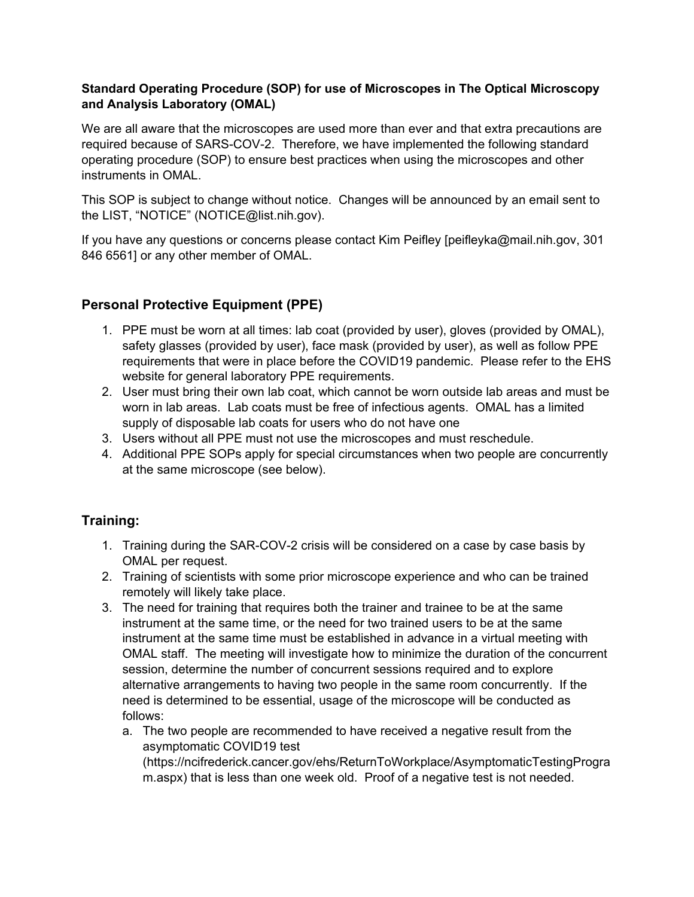**Standard Operating Procedure (SOP) for use of Microscopes in The Optical Microscopy and Analysis Laboratory (OMAL)**

We are all aware that the microscopes are used more than ever and that extra precautions are required because of SARS-COV-2. Therefore, we have implemented the following standard operating procedure (SOP) to ensure best practices when using the microscopes and other instruments in OMAL.

This SOP is subject to change without notice. Changes will be announced by an email sent to the LIST, "NOTICE" (NOTICE@list.nih.gov).

If you have any questions or concerns please contact Kim Peifley [peifleyka@mail.nih.gov, 301 846 6561] or any other member of OMAL.

## Personal Protective Equipment (PPE)

1. PPE must be worn at all times: lab coat (provided by user), gloves (provided by OMAL), safety glasses (provided by user), face mask (provided by user), as well as follow PPE requirements that were in place before the COVID19 pandemic. Please refer to the EHS website for general laboratory PPE requirements.
2. User must bring their own lab coat, which cannot be worn outside lab areas and must be worn in lab areas. Lab coats must be free of infectious agents. OMAL has a limited supply of disposable lab coats for users who do not have one
3. Users without all PPE must not use the microscopes and must reschedule.
4. Additional PPE SOPs apply for special circumstances when two people are concurrently at the same microscope (see below).

## Training:

1. Training during the SAR-COV-2 crisis will be considered on a case by case basis by OMAL per request.
2. Training of scientists with some prior microscope experience and who can be trained remotely will likely take place.
3. The need for training that requires both the trainer and trainee to be at the same instrument at the same time, or the need for two trained users to be at the same instrument at the same time must be established in advance in a virtual meeting with OMAL staff. The meeting will investigate how to minimize the duration of the concurrent session, determine the number of concurrent sessions required and to explore alternative arrangements to having two people in the same room concurrently. If the need is determined to be essential, usage of the microscope will be conducted as follows:
   a. The two people are recommended to have received a negative result from the asymptomatic COVID19 test (https://ncifrederick.cancer.gov/ehs/ReturnToWorkplace/AsymptomaticTestingProgram.aspx) that is less than one week old. Proof of a negative test is not needed.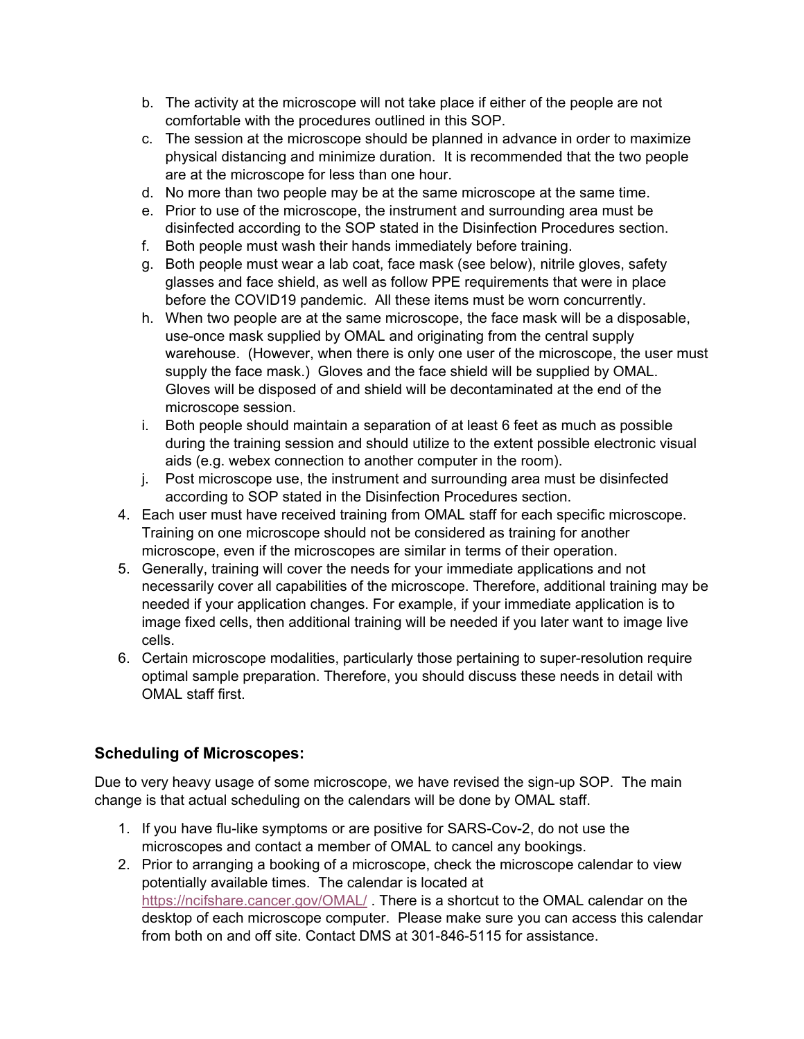b. The activity at the microscope will not take place if either of the people are not comfortable with the procedures outlined in this SOP.
   c. The session at the microscope should be planned in advance in order to maximize physical distancing and minimize duration. It is recommended that the two people are at the microscope for less than one hour.
   d. No more than two people may be at the same microscope at the same time.
   e. Prior to use of the microscope, the instrument and surrounding area must be disinfected according to the SOP stated in the Disinfection Procedures section.
   f. Both people must wash their hands immediately before training.
   g. Both people must wear a lab coat, face mask (see below), nitrile gloves, safety glasses and face shield, as well as follow PPE requirements that were in place before the COVID19 pandemic. All these items must be worn concurrently.
   h. When two people are at the same microscope, the face mask will be a disposable, use-once mask supplied by OMAL and originating from the central supply warehouse. (However, when there is only one user of the microscope, the user must supply the face mask.) Gloves and the face shield will be supplied by OMAL. Gloves will be disposed of and shield will be decontaminated at the end of the microscope session.
   i. Both people should maintain a separation of at least 6 feet as much as possible during the training session and should utilize to the extent possible electronic visual aids (e.g. webex connection to another computer in the room).
   j. Post microscope use, the instrument and surrounding area must be disinfected according to SOP stated in the Disinfection Procedures section.
4. Each user must have received training from OMAL staff for each specific microscope. Training on one microscope should not be considered as training for another microscope, even if the microscopes are similar in terms of their operation.
5. Generally, training will cover the needs for your immediate applications and not necessarily cover all capabilities of the microscope. Therefore, additional training may be needed if your application changes. For example, if your immediate application is to image fixed cells, then additional training will be needed if you later want to image live cells.
6. Certain microscope modalities, particularly those pertaining to super-resolution require optimal sample preparation. Therefore, you should discuss these needs in detail with OMAL staff first.

### Scheduling of Microscopes:

Due to very heavy usage of some microscope, we have revised the sign-up SOP. The main change is that actual scheduling on the calendars will be done by OMAL staff.

1. If you have flu-like symptoms or are positive for SARS-Cov-2, do not use the microscopes and contact a member of OMAL to cancel any bookings.
2. Prior to arranging a booking of a microscope, check the microscope calendar to view potentially available times. The calendar is located at https://ncifshare.cancer.gov/OMAL/ . There is a shortcut to the OMAL calendar on the desktop of each microscope computer. Please make sure you can access this calendar from both on and off site. Contact DMS at 301-846-5115 for assistance.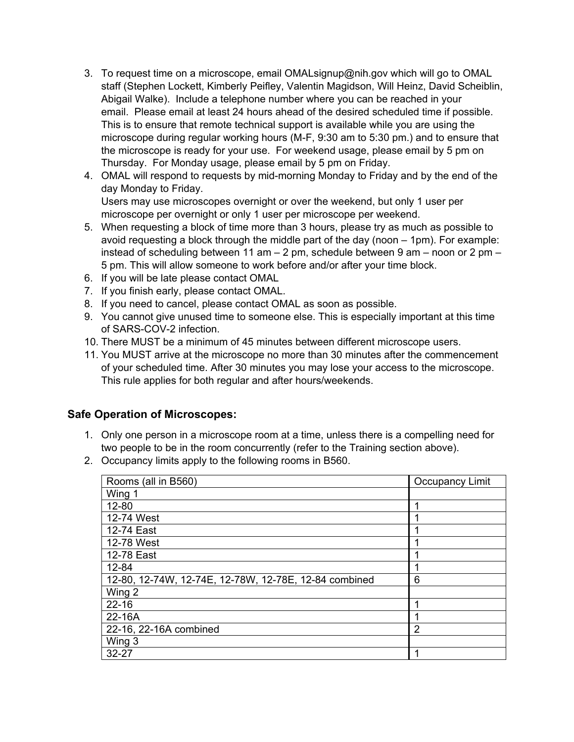3. To request time on a microscope, email OMALsignup@nih.gov which will go to OMAL staff (Stephen Lockett, Kimberly Peifley, Valentin Magidson, Will Heinz, David Scheiblin, Abigail Walke). Include a telephone number where you can be reached in your email. Please email at least 24 hours ahead of the desired scheduled time if possible. This is to ensure that remote technical support is available while you are using the microscope during regular working hours (M-F, 9:30 am to 5:30 pm.) and to ensure that the microscope is ready for your use. For weekend usage, please email by 5 pm on Thursday. For Monday usage, please email by 5 pm on Friday.
4. OMAL will respond to requests by mid-morning Monday to Friday and by the end of the day Monday to Friday.
   Users may use microscopes overnight or over the weekend, but only 1 user per microscope per overnight or only 1 user per microscope per weekend.
5. When requesting a block of time more than 3 hours, please try as much as possible to avoid requesting a block through the middle part of the day (noon – 1pm). For example: instead of scheduling between 11 am – 2 pm, schedule between 9 am – noon or 2 pm – 5 pm. This will allow someone to work before and/or after your time block.
6. If you will be late please contact OMAL
7. If you finish early, please contact OMAL.
8. If you need to cancel, please contact OMAL as soon as possible.
9. You cannot give unused time to someone else. This is especially important at this time of SARS-COV-2 infection.
10. There MUST be a minimum of 45 minutes between different microscope users.
11. You MUST arrive at the microscope no more than 30 minutes after the commencement of your scheduled time. After 30 minutes you may lose your access to the microscope. This rule applies for both regular and after hours/weekends.

### Safe Operation of Microscopes:

1. Only one person in a microscope room at a time, unless there is a compelling need for two people to be in the room concurrently (refer to the Training section above).
2. Occupancy limits apply to the following rooms in B560.

| Rooms (all in B560) | Occupancy Limit |
|---|---|
| Wing 1 | |
| 12-80 | 1 |
| 12-74 West | 1 |
| 12-74 East | 1 |
| 12-78 West | 1 |
| 12-78 East | 1 |
| 12-84 | 1 |
| 12-80, 12-74W, 12-74E, 12-78W, 12-78E, 12-84 combined | 6 |
| Wing 2 | |
| 22-16 | 1 |
| 22-16A | 1 |
| 22-16, 22-16A combined | 2 |
| Wing 3 | |
| 32-27 | 1 |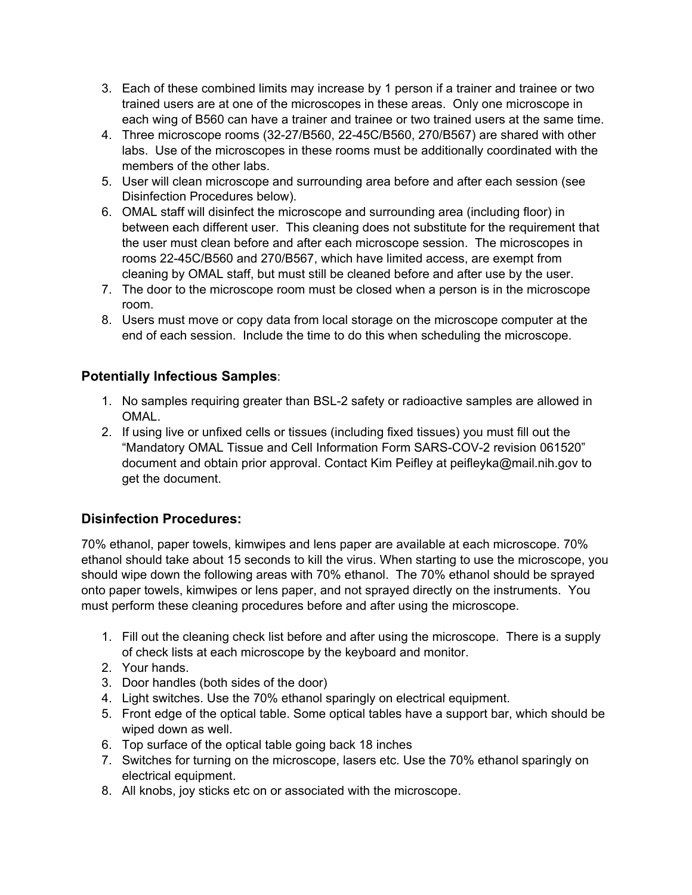3. Each of these combined limits may increase by 1 person if a trainer and trainee or two trained users are at one of the microscopes in these areas. Only one microscope in each wing of B560 can have a trainer and trainee or two trained users at the same time.
4. Three microscope rooms (32-27/B560, 22-45C/B560, 270/B567) are shared with other labs. Use of the microscopes in these rooms must be additionally coordinated with the members of the other labs.
5. User will clean microscope and surrounding area before and after each session (see Disinfection Procedures below).
6. OMAL staff will disinfect the microscope and surrounding area (including floor) in between each different user. This cleaning does not substitute for the requirement that the user must clean before and after each microscope session. The microscopes in rooms 22-45C/B560 and 270/B567, which have limited access, are exempt from cleaning by OMAL staff, but must still be cleaned before and after use by the user.
7. The door to the microscope room must be closed when a person is in the microscope room.
8. Users must move or copy data from local storage on the microscope computer at the end of each session. Include the time to do this when scheduling the microscope.

### **Potentially Infectious Samples**:

1. No samples requiring greater than BSL-2 safety or radioactive samples are allowed in OMAL.
2. If using live or unfixed cells or tissues (including fixed tissues) you must fill out the "Mandatory OMAL Tissue and Cell Information Form SARS-COV-2 revision 061520" document and obtain prior approval. Contact Kim Peifley at peifleyka@mail.nih.gov to get the document.

### **Disinfection Procedures:**

70% ethanol, paper towels, kimwipes and lens paper are available at each microscope. 70% ethanol should take about 15 seconds to kill the virus. When starting to use the microscope, you should wipe down the following areas with 70% ethanol. The 70% ethanol should be sprayed onto paper towels, kimwipes or lens paper, and not sprayed directly on the instruments. You must perform these cleaning procedures before and after using the microscope.

1. Fill out the cleaning check list before and after using the microscope. There is a supply of check lists at each microscope by the keyboard and monitor.
2. Your hands.
3. Door handles (both sides of the door)
4. Light switches. Use the 70% ethanol sparingly on electrical equipment.
5. Front edge of the optical table. Some optical tables have a support bar, which should be wiped down as well.
6. Top surface of the optical table going back 18 inches
7. Switches for turning on the microscope, lasers etc. Use the 70% ethanol sparingly on electrical equipment.
8. All knobs, joy sticks etc on or associated with the microscope.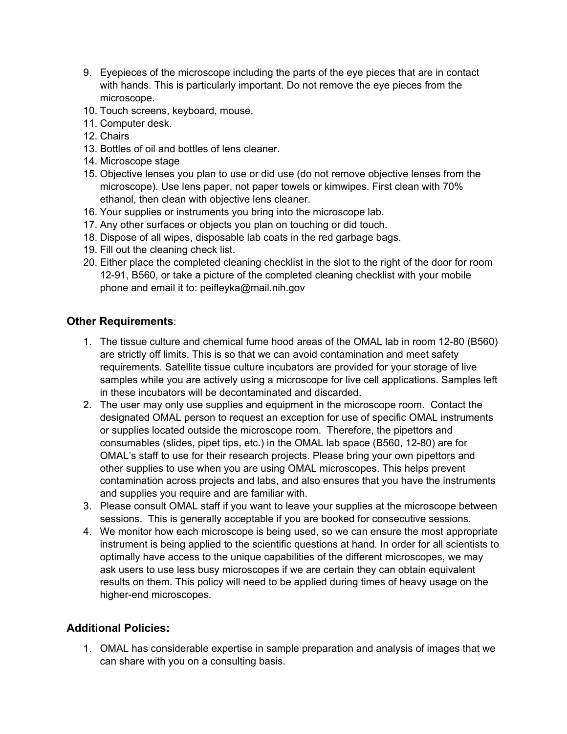9. Eyepieces of the microscope including the parts of the eye pieces that are in contact with hands. This is particularly important. Do not remove the eye pieces from the microscope.
10. Touch screens, keyboard, mouse.
11. Computer desk.
12. Chairs
13. Bottles of oil and bottles of lens cleaner.
14. Microscope stage
15. Objective lenses you plan to use or did use (do not remove objective lenses from the microscope). Use lens paper, not paper towels or kimwipes. First clean with 70% ethanol, then clean with objective lens cleaner.
16. Your supplies or instruments you bring into the microscope lab.
17. Any other surfaces or objects you plan on touching or did touch.
18. Dispose of all wipes, disposable lab coats in the red garbage bags.
19. Fill out the cleaning check list.
20. Either place the completed cleaning checklist in the slot to the right of the door for room 12-91, B560, or take a picture of the completed cleaning checklist with your mobile phone and email it to: peifleyka@mail.nih.gov

## **Other Requirements**:

1. The tissue culture and chemical fume hood areas of the OMAL lab in room 12-80 (B560) are strictly off limits. This is so that we can avoid contamination and meet safety requirements. Satellite tissue culture incubators are provided for your storage of live samples while you are actively using a microscope for live cell applications. Samples left in these incubators will be decontaminated and discarded.
2. The user may only use supplies and equipment in the microscope room. Contact the designated OMAL person to request an exception for use of specific OMAL instruments or supplies located outside the microscope room. Therefore, the pipettors and consumables (slides, pipet tips, etc.) in the OMAL lab space (B560, 12-80) are for OMAL's staff to use for their research projects. Please bring your own pipettors and other supplies to use when you are using OMAL microscopes. This helps prevent contamination across projects and labs, and also ensures that you have the instruments and supplies you require and are familiar with.
3. Please consult OMAL staff if you want to leave your supplies at the microscope between sessions. This is generally acceptable if you are booked for consecutive sessions.
4. We monitor how each microscope is being used, so we can ensure the most appropriate instrument is being applied to the scientific questions at hand. In order for all scientists to optimally have access to the unique capabilities of the different microscopes, we may ask users to use less busy microscopes if we are certain they can obtain equivalent results on them. This policy will need to be applied during times of heavy usage on the higher-end microscopes.

## **Additional Policies:**

1. OMAL has considerable expertise in sample preparation and analysis of images that we can share with you on a consulting basis.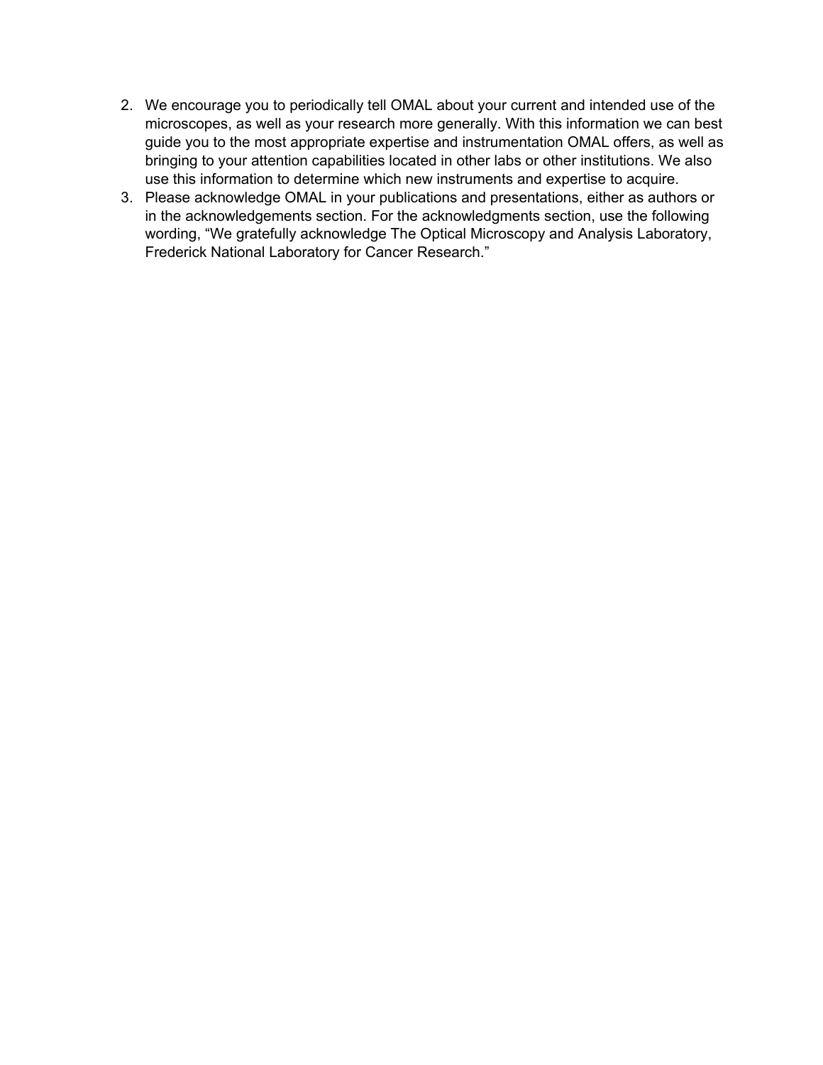2. We encourage you to periodically tell OMAL about your current and intended use of the microscopes, as well as your research more generally. With this information we can best guide you to the most appropriate expertise and instrumentation OMAL offers, as well as bringing to your attention capabilities located in other labs or other institutions. We also use this information to determine which new instruments and expertise to acquire.
3. Please acknowledge OMAL in your publications and presentations, either as authors or in the acknowledgements section. For the acknowledgments section, use the following wording, "We gratefully acknowledge The Optical Microscopy and Analysis Laboratory, Frederick National Laboratory for Cancer Research."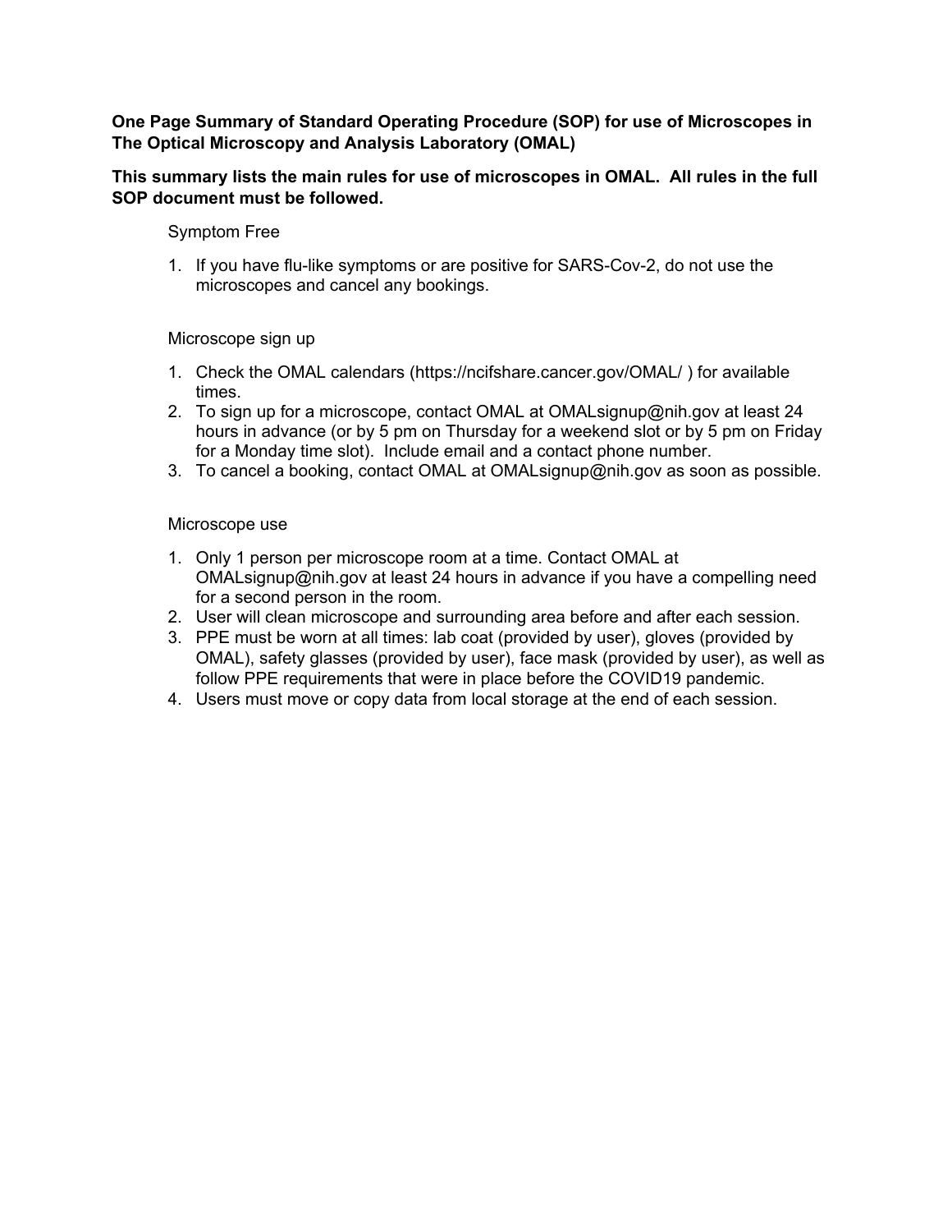**One Page Summary of Standard Operating Procedure (SOP) for use of Microscopes in The Optical Microscopy and Analysis Laboratory (OMAL)**

**This summary lists the main rules for use of microscopes in OMAL. All rules in the full SOP document must be followed.**

Symptom Free

1. If you have flu-like symptoms or are positive for SARS-Cov-2, do not use the microscopes and cancel any bookings.

Microscope sign up

1. Check the OMAL calendars (https://ncifshare.cancer.gov/OMAL/ ) for available times.
2. To sign up for a microscope, contact OMAL at OMALsignup@nih.gov at least 24 hours in advance (or by 5 pm on Thursday for a weekend slot or by 5 pm on Friday for a Monday time slot). Include email and a contact phone number.
3. To cancel a booking, contact OMAL at OMALsignup@nih.gov as soon as possible.

Microscope use

1. Only 1 person per microscope room at a time. Contact OMAL at OMALsignup@nih.gov at least 24 hours in advance if you have a compelling need for a second person in the room.
2. User will clean microscope and surrounding area before and after each session.
3. PPE must be worn at all times: lab coat (provided by user), gloves (provided by OMAL), safety glasses (provided by user), face mask (provided by user), as well as follow PPE requirements that were in place before the COVID19 pandemic.
4. Users must move or copy data from local storage at the end of each session.